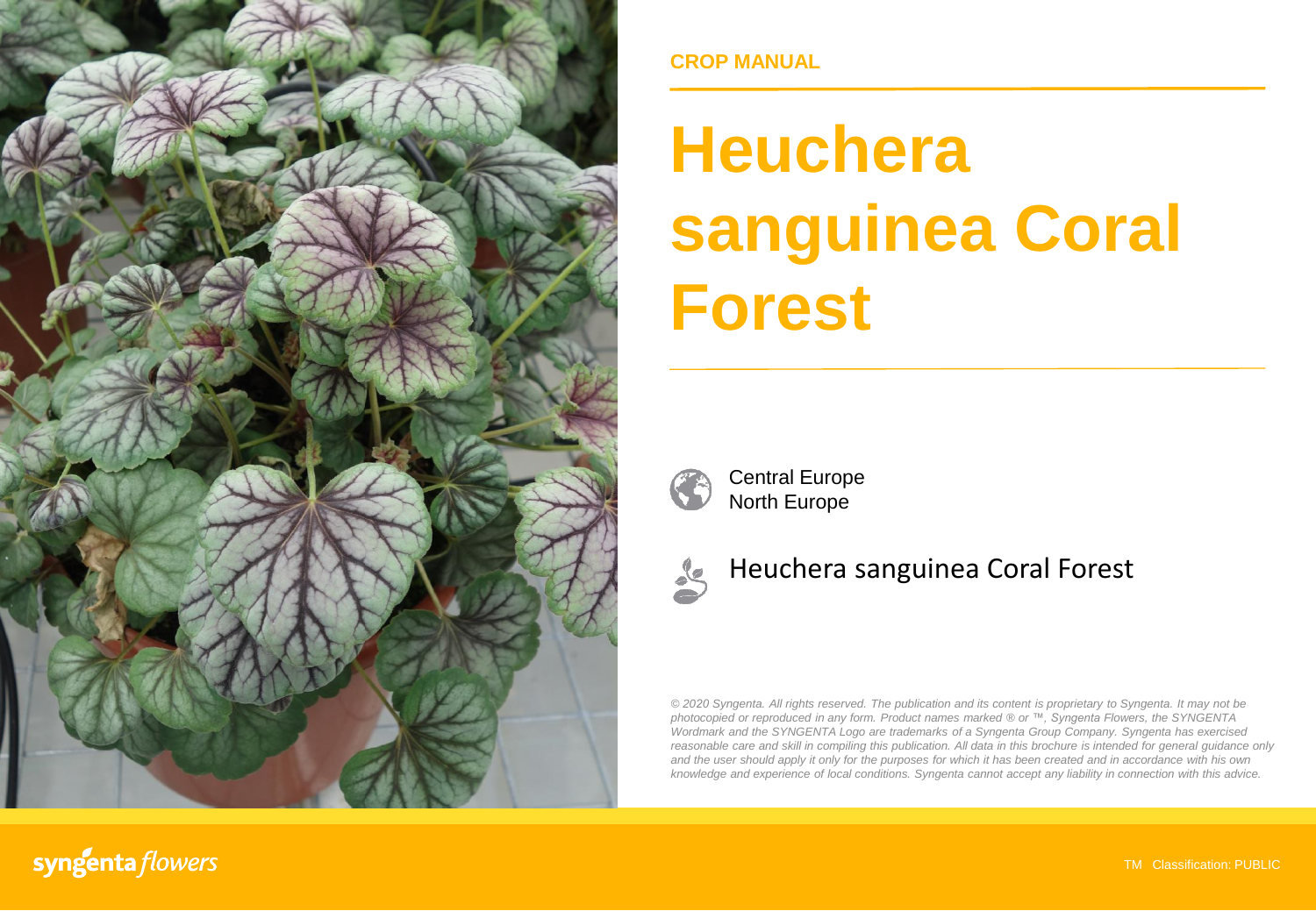CROP MANUAL

# Heuchera sanguinea Coral Forest

Central Europe
North Europe

Heuchera sanguinea Coral Forest

*© 2020 Syngenta. All rights reserved. The publication and its content is proprietary to Syngenta. It may not be photocopied or reproduced in any form. Product names marked ® or ™, Syngenta Flowers, the SYNGENTA Wordmark and the SYNGENTA Logo are trademarks of a Syngenta Group Company. Syngenta has exercised reasonable care and skill in compiling this publication. All data in this brochure is intended for general guidance only and the user should apply it only for the purposes for which it has been created and in accordance with his own knowledge and experience of local conditions. Syngenta cannot accept any liability in connection with this advice.*

syngenta flowers

TM Classification: PUBLIC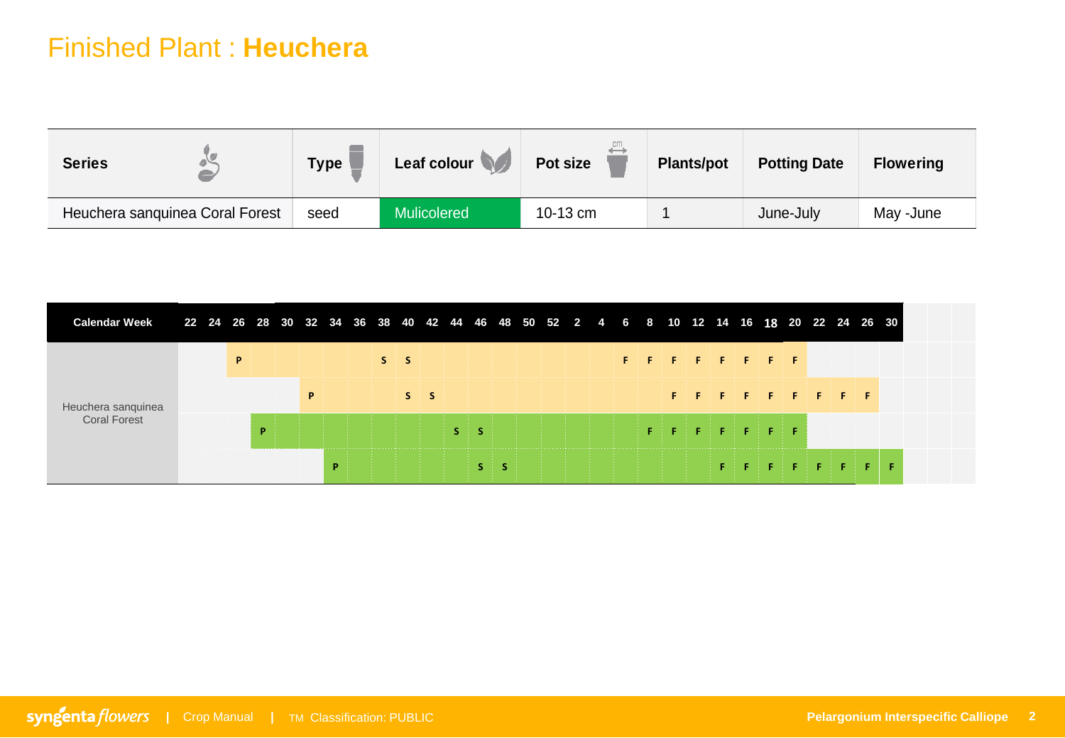# Finished Plant : **Heuchera**

| Series | Type | Leaf colour | Pot size | Plants/pot | Potting Date | Flowering |
|---|---|---|---|---|---|---|
| Heuchera sanquinea Coral Forest | seed | Mulicolered | 10-13 cm | 1 | June-July | May -June |

| Calendar Week | 22 | 24 | 26 | 28 | 30 | 32 | 34 | 36 | 38 | 40 | 42 | 44 | 46 | 48 | 50 | 52 | 2 | 4 | 6 | 8 | 10 | 12 | 14 | 16 | 18 | 20 | 22 | 24 | 26 | 30 |
|---|---|---|---|---|---|---|---|---|---|---|---|---|---|---|---|---|---|---|---|---|---|---|---|---|---|---|---|---|---|---|
| Heuchera sanquinea Coral Forest | | | P | | | | | | S | S | | | | | | | | | F | F | F | F | F | F | F | F | | | | |
| | | | | | | P | | | | S | S | | | | | | | | | | F | F | F | F | F | F | F | F | F | |
| | | | | P | | | | | | | | S | S | | | | | | | F | F | F | F | F | F | F | | | | |
| | | | | | | | P | | | | | | S | S | | | | | | | | | F | F | F | F | F | F | F | F |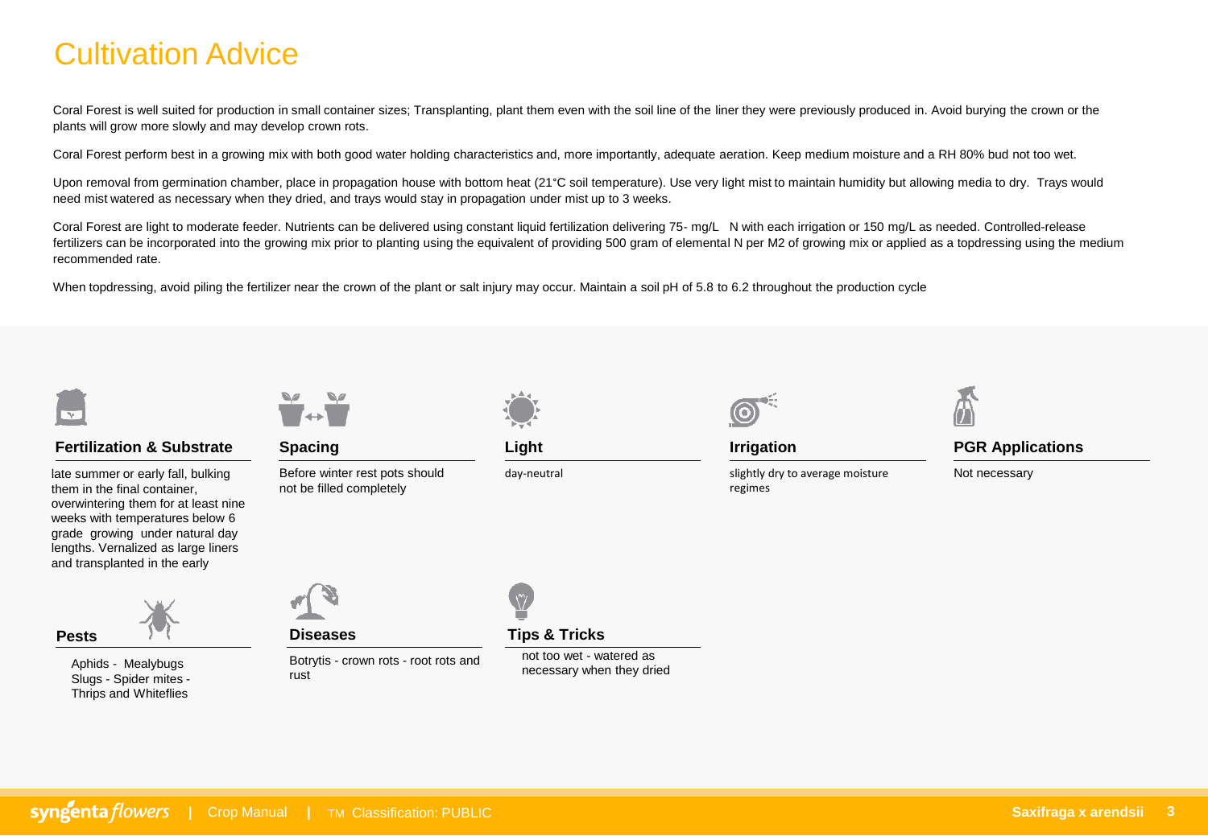# Cultivation Advice

Coral Forest is well suited for production in small container sizes; Transplanting, plant them even with the soil line of the liner they were previously produced in. Avoid burying the crown or the plants will grow more slowly and may develop crown rots.

Coral Forest perform best in a growing mix with both good water holding characteristics and, more importantly, adequate aeration. Keep medium moisture and a RH 80% bud not too wet.

Upon removal from germination chamber, place in propagation house with bottom heat (21°C soil temperature). Use very light mist to maintain humidity but allowing media to dry. Trays would need mist watered as necessary when they dried, and trays would stay in propagation under mist up to 3 weeks.

Coral Forest are light to moderate feeder. Nutrients can be delivered using constant liquid fertilization delivering 75- mg/L N with each irrigation or 150 mg/L as needed. Controlled-release fertilizers can be incorporated into the growing mix prior to planting using the equivalent of providing 500 gram of elemental N per M2 of growing mix or applied as a topdressing using the medium recommended rate.

When topdressing, avoid piling the fertilizer near the crown of the plant or salt injury may occur. Maintain a soil pH of 5.8 to 6.2 throughout the production cycle

### Fertilization & Substrate

late summer or early fall, bulking them in the final container, overwintering them for at least nine weeks with temperatures below 6 grade growing under natural day lengths. Vernalized as large liners and transplanted in the early

### Spacing

Before winter rest pots should not be filled completely

### Light

day-neutral

### Irrigation

slightly dry to average moisture regimes

### PGR Applications

Not necessary

### Pests

Aphids - Mealybugs Slugs - Spider mites - Thrips and Whiteflies

### Diseases

Botrytis - crown rots - root rots and rust

### Tips & Tricks

not too wet - watered as necessary when they dried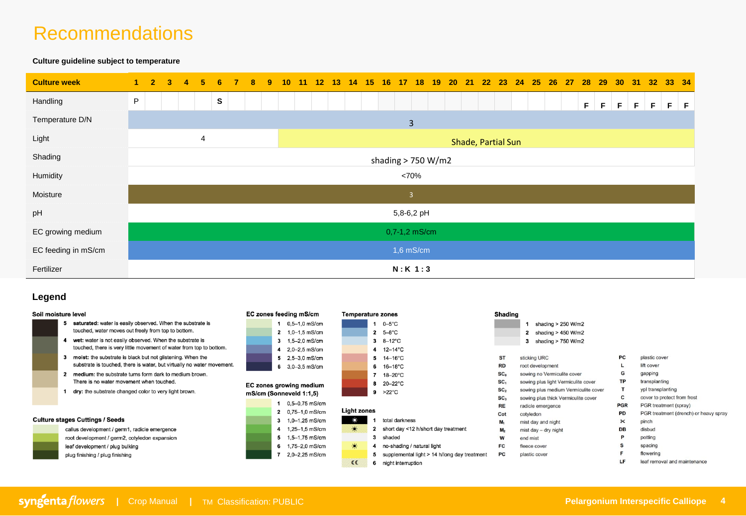# Recommendations

**Culture guideline subject to temperature**

| Culture week | 1 | 2 | 3 | 4 | 5 | 6 | 7 | 8 | 9 | 10 | 11 | 12 | 13 | 14 | 15 | 16 | 17 | 18 | 19 | 20 | 21 | 22 | 23 | 24 | 25 | 26 | 27 | 28 | 29 | 30 | 31 | 32 | 33 | 34 |
|---|---|---|---|---|---|---|---|---|---|---|---|---|---|---|---|---|---|---|---|---|---|---|---|---|---|---|---|---|---|---|---|---|---|---|
| Handling | P | | | | | S | | | | | | | | | | | | | | | | | | | | | | F | F | F | F | F | F | F |
| Temperature D/N | 3 | | | | | | | | | | | | | | | | | | | | | | | | | | | | | | | | | |
| Light | 4 | | | | | | | | | Shade, Partial Sun | | | | | | | | | | | | | | | | | | | | | | | | |
| Shading | shading > 750 W/m2 | | | | | | | | | | | | | | | | | | | | | | | | | | | | | | | | | |
| Humidity | <70% | | | | | | | | | | | | | | | | | | | | | | | | | | | | | | | | | |
| Moisture | 3 | | | | | | | | | | | | | | | | | | | | | | | | | | | | | | | | | |
| pH | 5,8-6,2 pH | | | | | | | | | | | | | | | | | | | | | | | | | | | | | | | | | |
| EC growing medium | 0,7-1,2 mS/cm | | | | | | | | | | | | | | | | | | | | | | | | | | | | | | | | | |
| EC feeding in mS/cm | 1,6 mS/cm | | | | | | | | | | | | | | | | | | | | | | | | | | | | | | | | | |
| Fertilizer | N : K 1 : 3 | | | | | | | | | | | | | | | | | | | | | | | | | | | | | | | | | |

## Legend

**Soil moisture level**

- 5 **saturated:** water is easily observed. When the substrate is touched, water moves out freely from top to bottom.
- 4 **wet:** water is not easily observed. When the substrate is touched, there is very little movement of water from top to bottom.
- 3 **moist:** the substrate is black but not glistening. When the substrate is touched, there is water, but virtually no water movement.
- 2 **medium:** the substrate turns form dark to medium brown. There is no water movement when touched.
- 1 **dry:** the substrate changed color to very light brown.

**Culture stages Cuttings / Seeds**

- callus development / germ1, radicle emergence
- root development / germ2, cotyledon expansion
- leaf development / plug bulking
- plug finishing / plug finishing

**EC zones feeding mS/cm**

- 1 0,5–1,0 mS/cm
- 2 1,0–1,5 mS/cm
- 3 1,5–2,0 mS/cm
- 4 2,0–2,5 mS/cm
- 5 2,5–3,0 mS/cm
- 6 3,0–3,5 mS/cm

**EC zones growing medium mS/cm (Sonneveld 1:1,5)**

- 1 0,5–0,75 mS/cm
- 2 0,75–1,0 mS/cm
- 3 1,0–1,25 mS/cm
- 4 1,25–1,5 mS/cm
- 5 1,5–1,75 mS/cm
- 6 1,75–2,0 mS/cm
- 7 2,0–2,25 mS/cm

**Temperature zones**

- 1 0–5°C
- 2 5–8°C
- 3 8–12°C
- 4 12–14°C
- 5 14–16°C
- 6 16–18°C
- 7 18–20°C
- 8 20–22°C
- 9 >22°C

**Light zones**

- 1 total darkness
- 2 short day <12 h/short day treatment
- 3 shaded
- 4 no-shading / natural light
- 5 supplemental light > 14 h/long day treatment
- 6 night interruption

**Shading**

- 1 shading > 250 W/m2
- 2 shading > 450 W/m2
- 3 shading > 750 W/m2

| | |
|---|---|
| ST | sticking URC |
| RD | root development |
| $SC_0$ | sowing no Vermiculite cover |
| $SC_1$ | sowing plus light Vermiculite cover |
| $SC_2$ | sowing plus medium Vermiculite cover |
| $SC_3$ | sowing plus thick Vermiculite cover |
| RE | radicle emergence |
| Cot | cotyledon |
| $M_1$ | mist day and night |
| $M_2$ | mist day – dry night |
| W | end mist |
| FC | fleece cover |
| PC | plastic cover |
| PC | plastic cover |
| L | lift cover |
| G | gapping |
| TP | transplanting |
| T | ypl transplanting |
| C | cover to protect from frost |
| PGR | PGR treatment (spray) |
| PD | PGR treatment (drench) or heavy spray |
| ✂ | pinch |
| DB | disbud |
| P | potting |
| S | spacing |
| F | flowering |
| LF | leaf removal and maintenance |